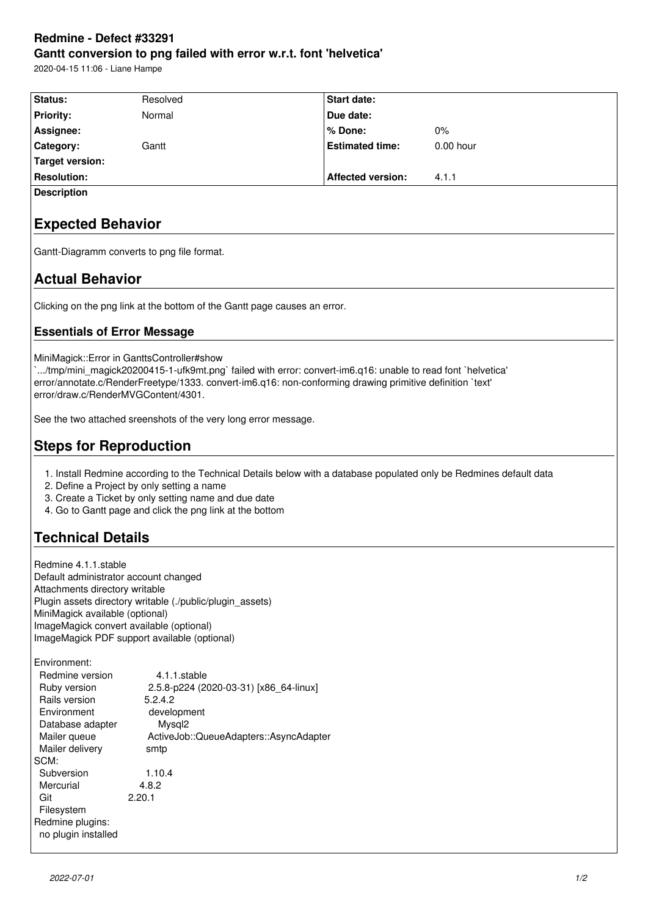# Redmine - Defect #33291

## Gantt conversion to png failed with error w.r.t. font 'helvetica'

2020-04-15 11:06 - Liane Hampe

| | | | |
|---|---|---|---|
| **Status:** | Resolved | **Start date:** | |
| **Priority:** | Normal | **Due date:** | |
| **Assignee:** | | **% Done:** | 0% |
| **Category:** | Gantt | **Estimated time:** | 0.00 hour |
| **Target version:** | | | |
| **Resolution:** | | **Affected version:** | 4.1.1 |

**Description**

## Expected Behavior

Gantt-Diagramm converts to png file format.

## Actual Behavior

Clicking on the png link at the bottom of the Gantt page causes an error.

### Essentials of Error Message

MiniMagick::Error in GanttsController#show
`.../tmp/mini_magick20200415-1-ufk9mt.png` failed with error: convert-im6.q16: unable to read font `helvetica' error/annotate.c/RenderFreetype/1333. convert-im6.q16: non-conforming drawing primitive definition `text' error/draw.c/RenderMVGContent/4301.

See the two attached sreenshots of the very long error message.

## Steps for Reproduction

1. Install Redmine according to the Technical Details below with a database populated only be Redmines default data
2. Define a Project by only setting a name
3. Create a Ticket by only setting name and due date
4. Go to Gantt page and click the png link at the bottom

## Technical Details

Redmine 4.1.1.stable
Default administrator account changed
Attachments directory writable
Plugin assets directory writable (./public/plugin_assets)
MiniMagick available (optional)
ImageMagick convert available (optional)
ImageMagick PDF support available (optional)

```
Environment:
  Redmine version          4.1.1.stable
  Ruby version             2.5.8-p224 (2020-03-31) [x86_64-linux]
  Rails version            5.2.4.2
  Environment              development
  Database adapter         Mysql2
  Mailer queue             ActiveJob::QueueAdapters::AsyncAdapter
  Mailer delivery          smtp
SCM:
  Subversion               1.10.4
  Mercurial                4.8.2
  Git                      2.20.1
  Filesystem
Redmine plugins:
  no plugin installed
```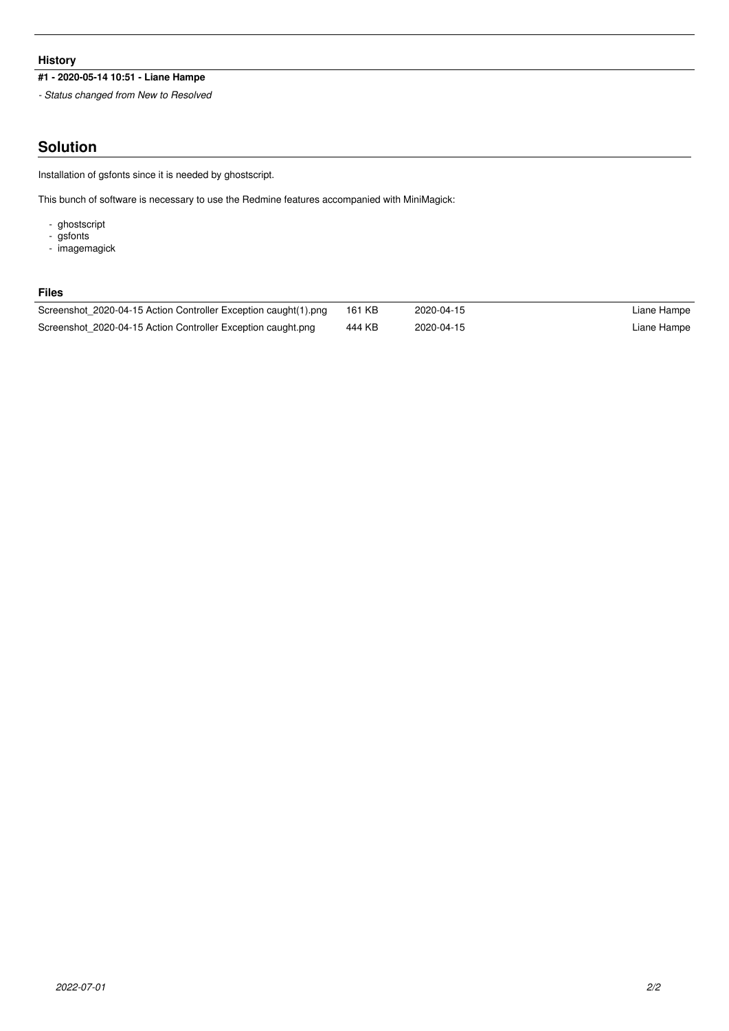### History

**#1 - 2020-05-14 10:51 - Liane Hampe**

*- Status changed from New to Resolved*

## Solution

Installation of gsfonts since it is needed by ghostscript.

This bunch of software is necessary to use the Redmine features accompanied with MiniMagick:

- ghostscript
- gsfonts
- imagemagick

### Files

| | | | |
|---|---|---|---|
| Screenshot_2020-04-15 Action Controller Exception caught(1).png | 161 KB | 2020-04-15 | Liane Hampe |
| Screenshot_2020-04-15 Action Controller Exception caught.png | 444 KB | 2020-04-15 | Liane Hampe |